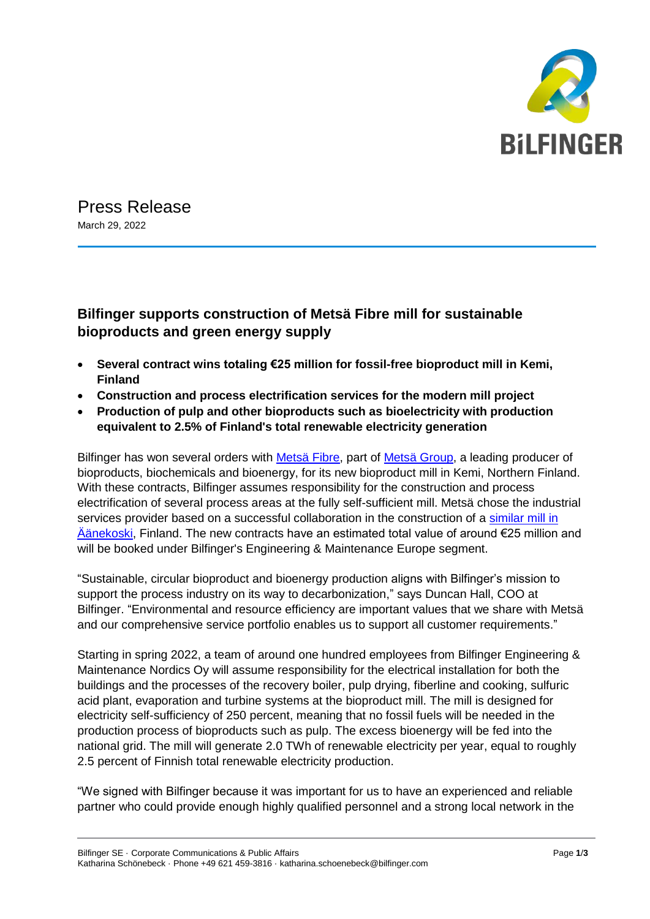# Press Release

March 29, 2022

## Bilfinger supports construction of Metsä Fibre mill for sustainable bioproducts and green energy supply

- **Several contract wins totaling €25 million for fossil-free bioproduct mill in Kemi, Finland**
- **Construction and process electrification services for the modern mill project**
- **Production of pulp and other bioproducts such as bioelectricity with production equivalent to 2.5% of Finland's total renewable electricity generation**

Bilfinger has won several orders with Metsä Fibre, part of Metsä Group, a leading producer of bioproducts, biochemicals and bioenergy, for its new bioproduct mill in Kemi, Northern Finland. With these contracts, Bilfinger assumes responsibility for the construction and process electrification of several process areas at the fully self-sufficient mill. Metsä chose the industrial services provider based on a successful collaboration in the construction of a similar mill in Äänekoski, Finland. The new contracts have an estimated total value of around €25 million and will be booked under Bilfinger's Engineering & Maintenance Europe segment.

"Sustainable, circular bioproduct and bioenergy production aligns with Bilfinger's mission to support the process industry on its way to decarbonization," says Duncan Hall, COO at Bilfinger. "Environmental and resource efficiency are important values that we share with Metsä and our comprehensive service portfolio enables us to support all customer requirements."

Starting in spring 2022, a team of around one hundred employees from Bilfinger Engineering & Maintenance Nordics Oy will assume responsibility for the electrical installation for both the buildings and the processes of the recovery boiler, pulp drying, fiberline and cooking, sulfuric acid plant, evaporation and turbine systems at the bioproduct mill. The mill is designed for electricity self-sufficiency of 250 percent, meaning that no fossil fuels will be needed in the production process of bioproducts such as pulp. The excess bioenergy will be fed into the national grid. The mill will generate 2.0 TWh of renewable electricity per year, equal to roughly 2.5 percent of Finnish total renewable electricity production.

"We signed with Bilfinger because it was important for us to have an experienced and reliable partner who could provide enough highly qualified personnel and a strong local network in the

Bilfinger SE · Corporate Communications & Public Affairs
Katharina Schönebeck · Phone +49 621 459-3816 · katharina.schoenebeck@bilfinger.com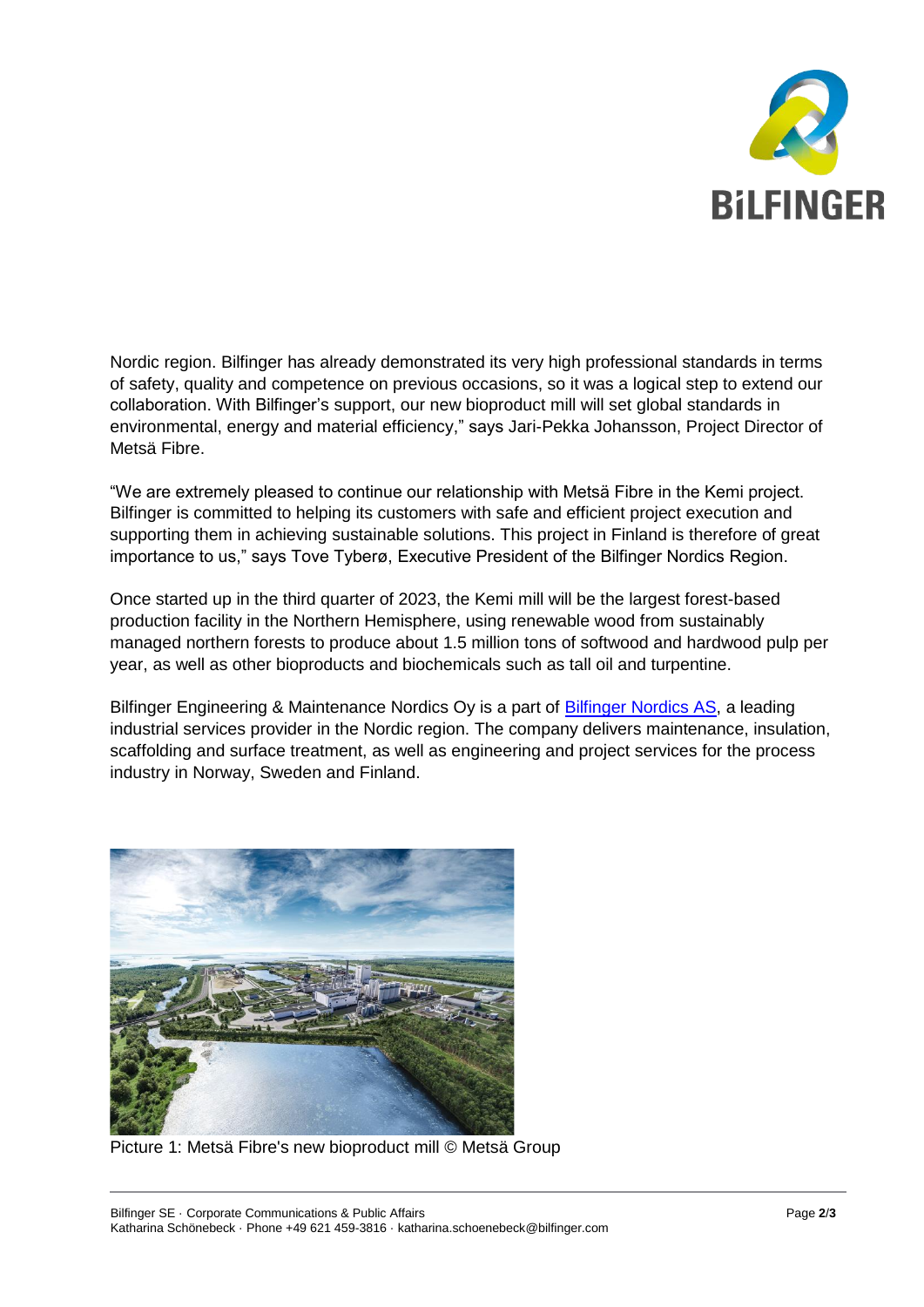Nordic region. Bilfinger has already demonstrated its very high professional standards in terms of safety, quality and competence on previous occasions, so it was a logical step to extend our collaboration. With Bilfinger's support, our new bioproduct mill will set global standards in environmental, energy and material efficiency," says Jari-Pekka Johansson, Project Director of Metsä Fibre.

"We are extremely pleased to continue our relationship with Metsä Fibre in the Kemi project. Bilfinger is committed to helping its customers with safe and efficient project execution and supporting them in achieving sustainable solutions. This project in Finland is therefore of great importance to us," says Tove Tyberø, Executive President of the Bilfinger Nordics Region.

Once started up in the third quarter of 2023, the Kemi mill will be the largest forest-based production facility in the Northern Hemisphere, using renewable wood from sustainably managed northern forests to produce about 1.5 million tons of softwood and hardwood pulp per year, as well as other bioproducts and biochemicals such as tall oil and turpentine.

Bilfinger Engineering & Maintenance Nordics Oy is a part of [Bilfinger Nordics AS](), a leading industrial services provider in the Nordic region. The company delivers maintenance, insulation, scaffolding and surface treatment, as well as engineering and project services for the process industry in Norway, Sweden and Finland.

Picture 1: Metsä Fibre's new bioproduct mill © Metsä Group

Bilfinger SE · Corporate Communications & Public Affairs
Katharina Schönebeck · Phone +49 621 459-3816 · katharina.schoenebeck@bilfinger.com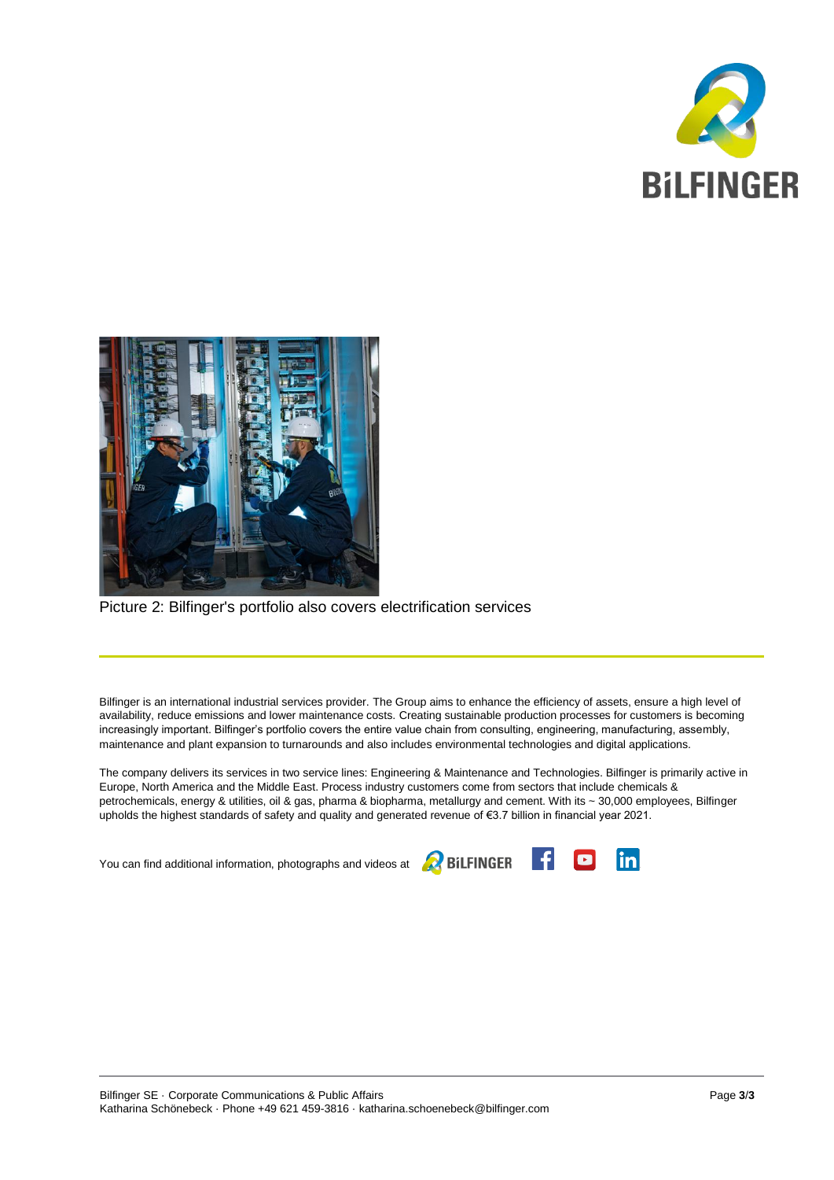Picture 2: Bilfinger's portfolio also covers electrification services

---

Bilfinger is an international industrial services provider. The Group aims to enhance the efficiency of assets, ensure a high level of availability, reduce emissions and lower maintenance costs. Creating sustainable production processes for customers is becoming increasingly important. Bilfinger's portfolio covers the entire value chain from consulting, engineering, manufacturing, assembly, maintenance and plant expansion to turnarounds and also includes environmental technologies and digital applications.

The company delivers its services in two service lines: Engineering & Maintenance and Technologies. Bilfinger is primarily active in Europe, North America and the Middle East. Process industry customers come from sectors that include chemicals & petrochemicals, energy & utilities, oil & gas, pharma & biopharma, metallurgy and cement. With its ~ 30,000 employees, Bilfinger upholds the highest standards of safety and quality and generated revenue of €3.7 billion in financial year 2021.

You can find additional information, photographs and videos at BILFINGER

Bilfinger SE · Corporate Communications & Public Affairs
Katharina Schönebeck · Phone +49 621 459-3816 · katharina.schoenebeck@bilfinger.com